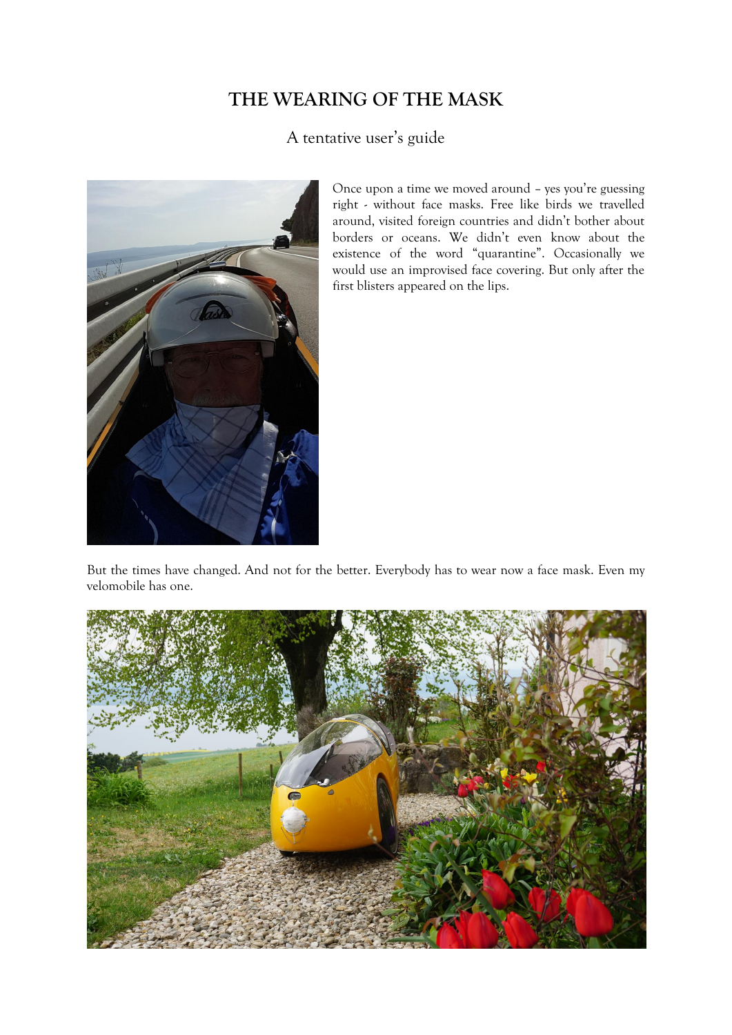# THE WEARING OF THE MASK

A tentative user's guide

Once upon a time we moved around – yes you're guessing right - without face masks. Free like birds we travelled around, visited foreign countries and didn't bother about borders or oceans. We didn't even know about the existence of the word "quarantine". Occasionally we would use an improvised face covering. But only after the first blisters appeared on the lips.

But the times have changed. And not for the better. Everybody has to wear now a face mask. Even my velomobile has one.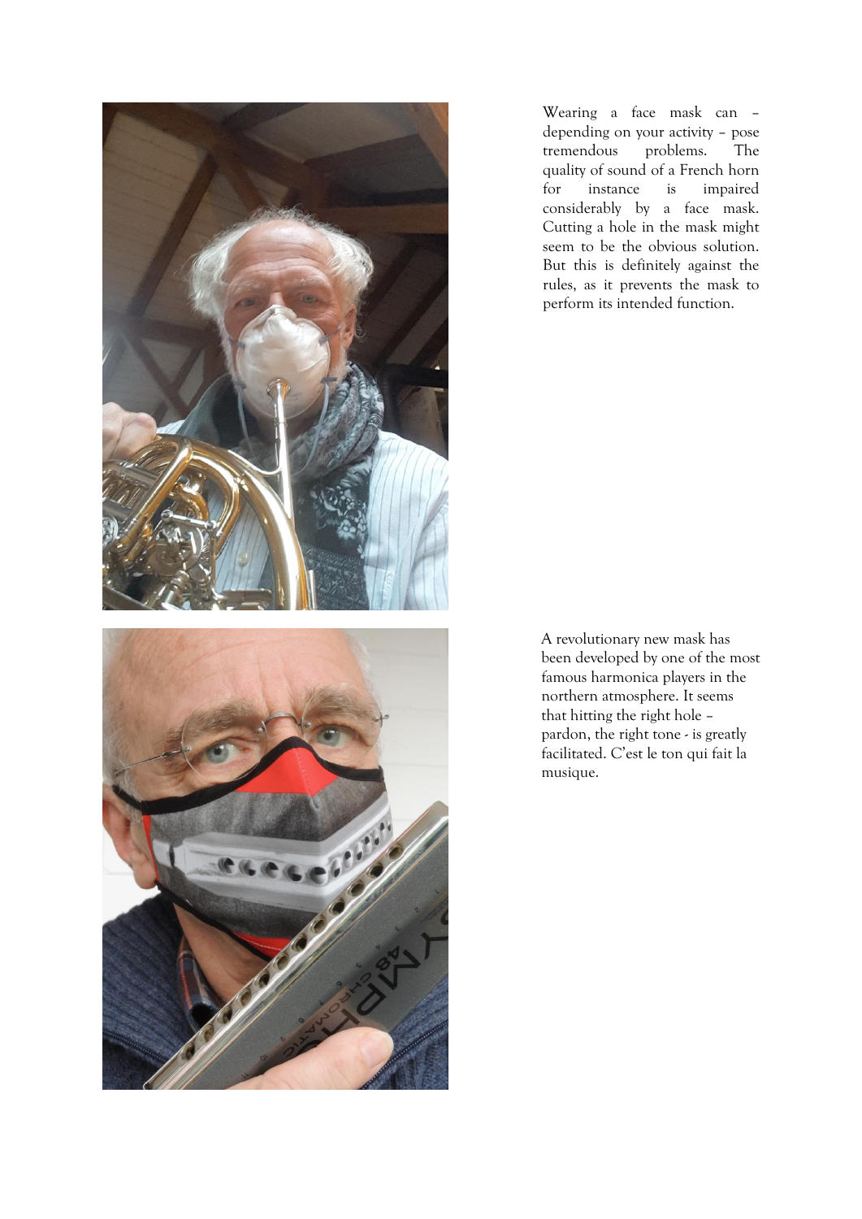Wearing a face mask can – depending on your activity – pose tremendous problems. The quality of sound of a French horn for instance is impaired considerably by a face mask. Cutting a hole in the mask might seem to be the obvious solution. But this is definitely against the rules, as it prevents the mask to perform its intended function.

A revolutionary new mask has been developed by one of the most famous harmonica players in the northern atmosphere. It seems that hitting the right hole – pardon, the right tone - is greatly facilitated. C'est le ton qui fait la musique.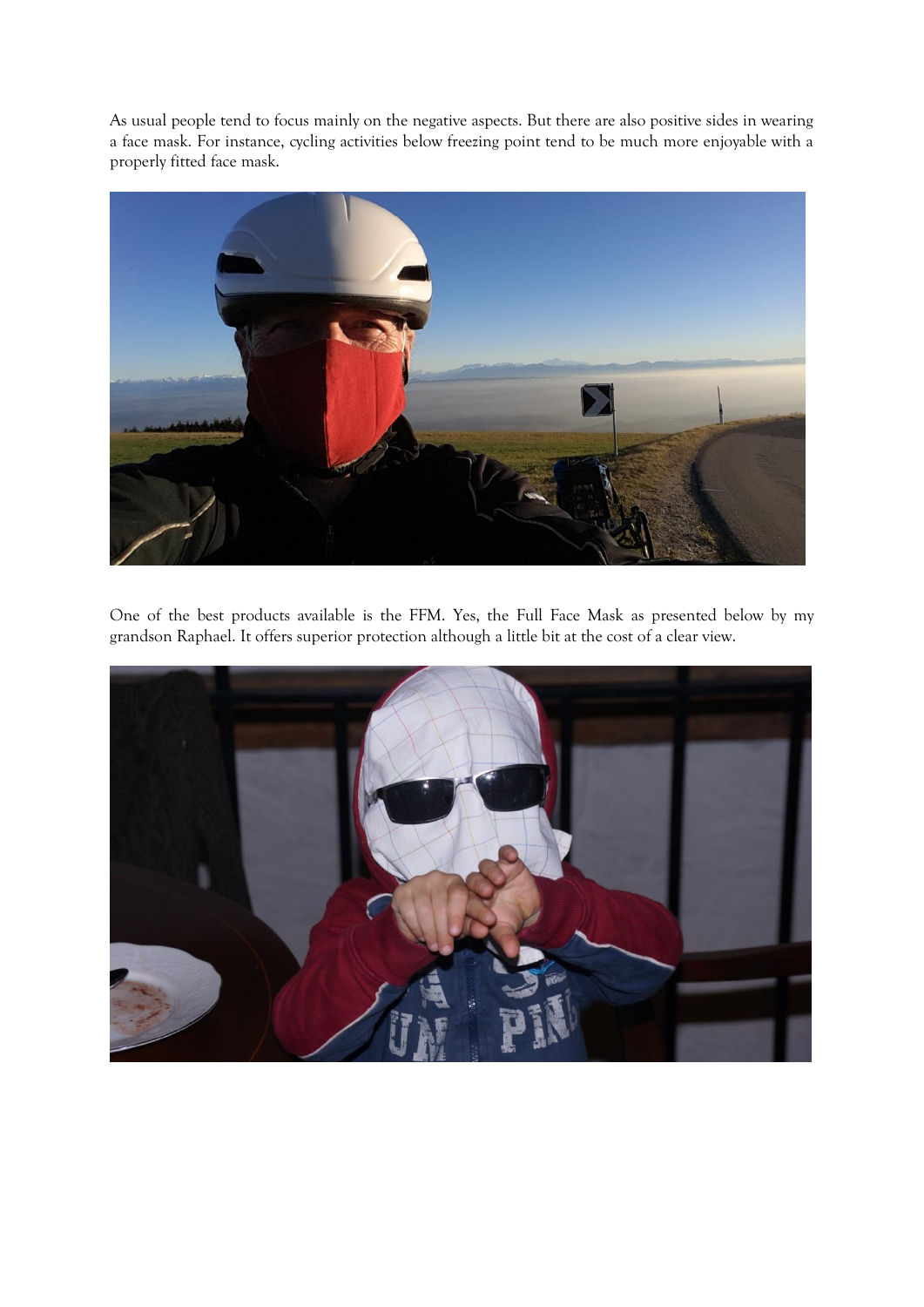As usual people tend to focus mainly on the negative aspects. But there are also positive sides in wearing a face mask. For instance, cycling activities below freezing point tend to be much more enjoyable with a properly fitted face mask.

One of the best products available is the FFM. Yes, the Full Face Mask as presented below by my grandson Raphael. It offers superior protection although a little bit at the cost of a clear view.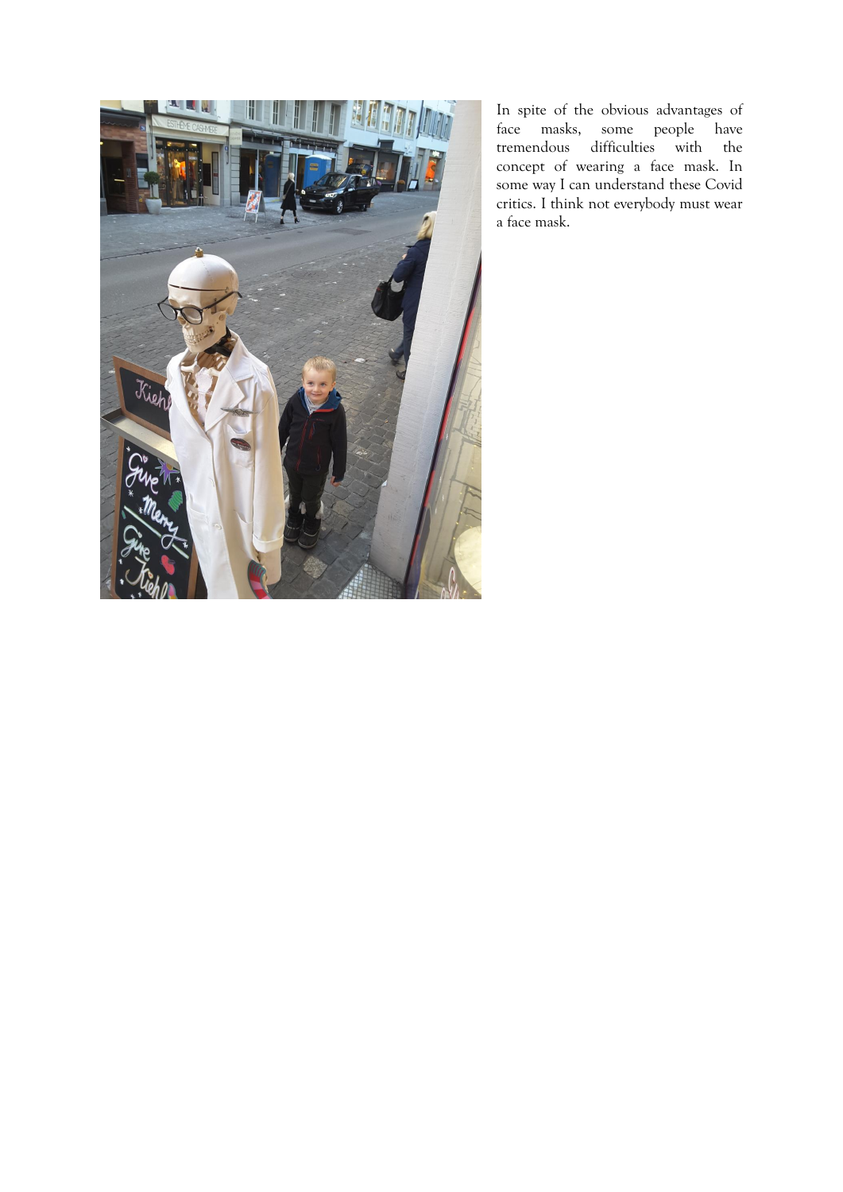In spite of the obvious advantages of face masks, some people have tremendous difficulties with the concept of wearing a face mask. In some way I can understand these Covid critics. I think not everybody must wear a face mask.